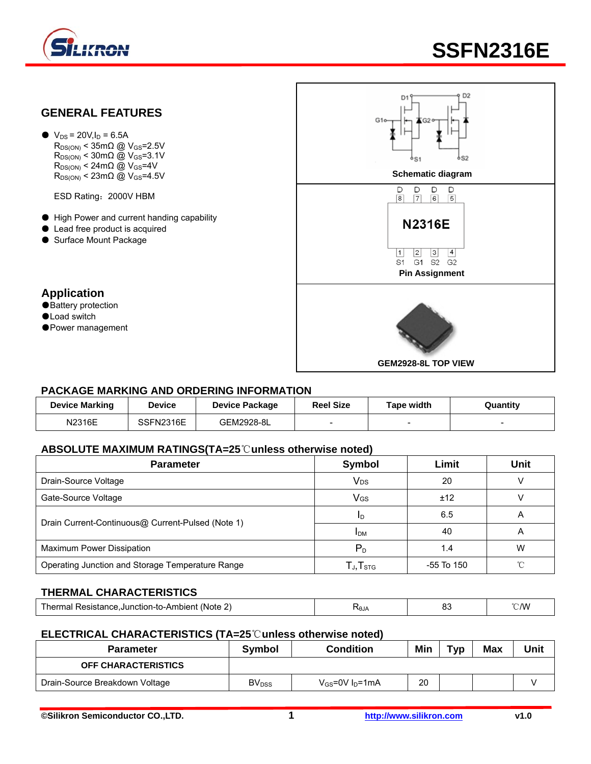# SSFN2316E

## GENERAL FEATURES

- $V_{DS}$ = 20V,$I_D$ = 6.5A
  $R_{DS(ON)}$ < 35mΩ @ $V_{GS}$=2.5V
  $R_{DS(ON)}$ < 30mΩ @ $V_{GS}$=3.1V
  $R_{DS(ON)}$ < 24mΩ @ $V_{GS}$=4V
  $R_{DS(ON)}$ < 23mΩ @ $V_{GS}$=4.5V

  ESD Rating：2000V HBM

- High Power and current handing capability
- Lead free product is acquired
- Surface Mount Package

## Application

- Battery protection
- Load switch
- Power management

Schematic diagram

D D D D
8 7 6 5
N2316E
1 2 3 4
S1 G1 S2 G2

Pin Assignment

GEM2928-8L TOP VIEW

## PACKAGE MARKING AND ORDERING INFORMATION

| Device Marking | Device | Device Package | Reel Size | Tape width | Quantity |
|---|---|---|---|---|---|
| N2316E | SSFN2316E | GEM2928-8L | - | - | - |

## ABSOLUTE MAXIMUM RATINGS(TA=25℃unless otherwise noted)

| Parameter | Symbol | Limit | Unit |
|---|---|---|---|
| Drain-Source Voltage | $V_{DS}$ | 20 | V |
| Gate-Source Voltage | $V_{GS}$ | ±12 | V |
| Drain Current-Continuous@ Current-Pulsed (Note 1) | $I_D$ | 6.5 | A |
| | $I_{DM}$ | 40 | A |
| Maximum Power Dissipation | $P_D$ | 1.4 | W |
| Operating Junction and Storage Temperature Range | $T_J$,$T_{STG}$ | -55 To 150 | ℃ |

## THERMAL CHARACTERISTICS

| Parameter | Symbol | Limit | Unit |
|---|---|---|---|
| Thermal Resistance,Junction-to-Ambient (Note 2) | $R_{\theta JA}$ | 83 | ℃/W |

## ELECTRICAL CHARACTERISTICS (TA=25℃unless otherwise noted)

| Parameter | Symbol | Condition | Min | Typ | Max | Unit |
|---|---|---|---|---|---|---|
| **OFF CHARACTERISTICS** | | | | | | |
| Drain-Source Breakdown Voltage | $BV_{DSS}$ | $V_{GS}$=0V $I_D$=1mA | 20 | | | V |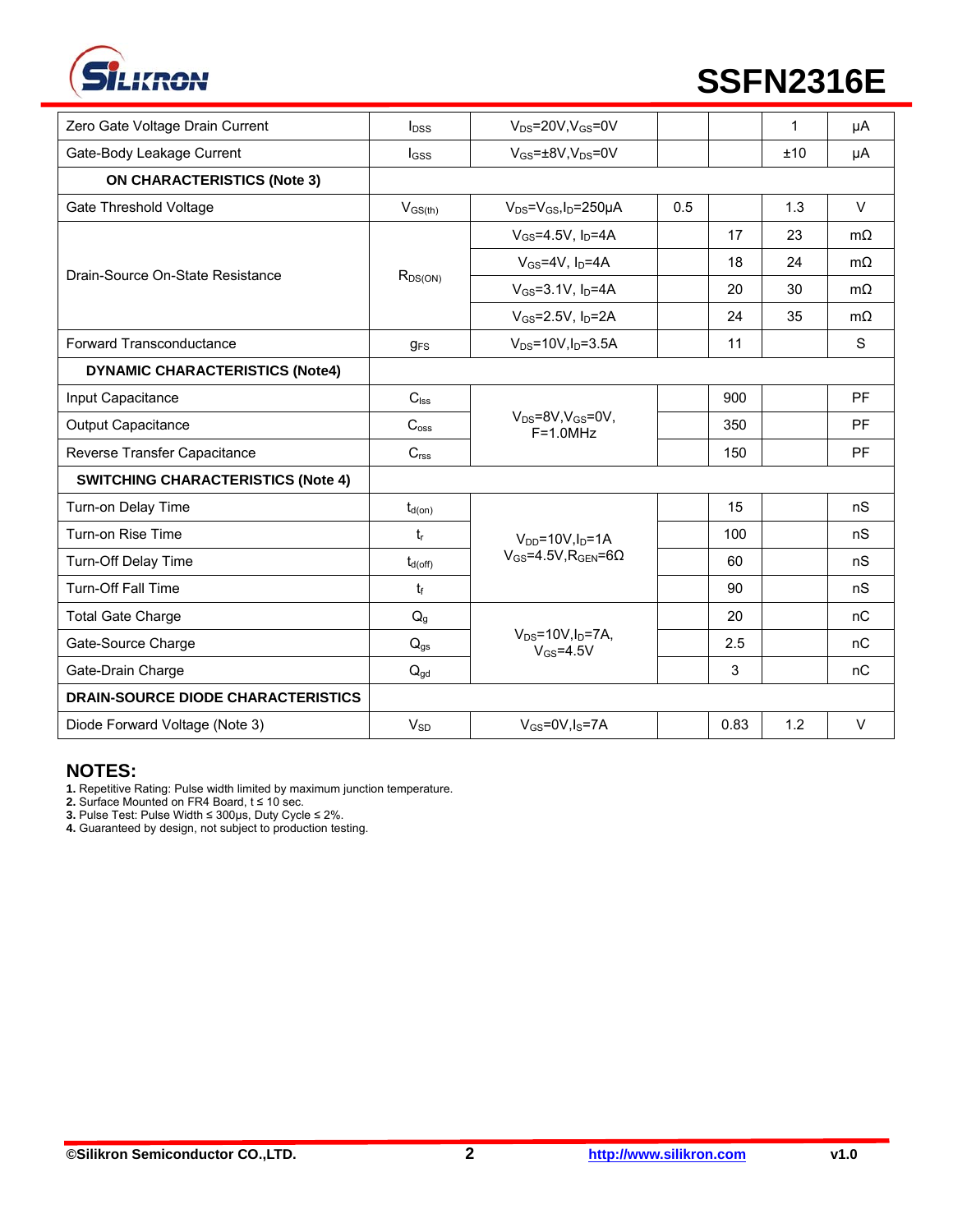# SSFN2316E

| | | | | | | |
|---|---|---|---|---|---|---|
| Zero Gate Voltage Drain Current | $I_{DSS}$ | $V_{DS}$=20V,$V_{GS}$=0V | | | 1 | μA |
| Gate-Body Leakage Current | $I_{GSS}$ | $V_{GS}$=±8V,$V_{DS}$=0V | | | ±10 | μA |
| **ON CHARACTERISTICS (Note 3)** | | | | | | |
| Gate Threshold Voltage | $V_{GS(th)}$ | $V_{DS}$=$V_{GS}$,$I_D$=250μA | 0.5 | | 1.3 | V |
| Drain-Source On-State Resistance | $R_{DS(ON)}$ | $V_{GS}$=4.5V, $I_D$=4A | | 17 | 23 | mΩ |
| | | $V_{GS}$=4V, $I_D$=4A | | 18 | 24 | mΩ |
| | | $V_{GS}$=3.1V, $I_D$=4A | | 20 | 30 | mΩ |
| | | $V_{GS}$=2.5V, $I_D$=2A | | 24 | 35 | mΩ |
| Forward Transconductance | $g_{FS}$ | $V_{DS}$=10V,$I_D$=3.5A | | 11 | | S |
| **DYNAMIC CHARACTERISTICS (Note4)** | | | | | | |
| Input Capacitance | $C_{lss}$ | $V_{DS}$=8V,$V_{GS}$=0V, F=1.0MHz | | 900 | | PF |
| Output Capacitance | $C_{oss}$ | | | 350 | | PF |
| Reverse Transfer Capacitance | $C_{rss}$ | | | 150 | | PF |
| **SWITCHING CHARACTERISTICS (Note 4)** | | | | | | |
| Turn-on Delay Time | $t_{d(on)}$ | $V_{DD}$=10V,$I_D$=1A $V_{GS}$=4.5V,$R_{GEN}$=6Ω | | 15 | | nS |
| Turn-on Rise Time | $t_r$ | | | 100 | | nS |
| Turn-Off Delay Time | $t_{d(off)}$ | | | 60 | | nS |
| Turn-Off Fall Time | $t_f$ | | | 90 | | nS |
| Total Gate Charge | $Q_g$ | $V_{DS}$=10V,$I_D$=7A, $V_{GS}$=4.5V | | 20 | | nC |
| Gate-Source Charge | $Q_{gs}$ | | | 2.5 | | nC |
| Gate-Drain Charge | $Q_{gd}$ | | | 3 | | nC |
| **DRAIN-SOURCE DIODE CHARACTERISTICS** | | | | | | |
| Diode Forward Voltage (Note 3) | $V_{SD}$ | $V_{GS}$=0V,$I_S$=7A | | 0.83 | 1.2 | V |

## NOTES:

**1.** Repetitive Rating: Pulse width limited by maximum junction temperature.
**2.** Surface Mounted on FR4 Board, t ≤ 10 sec.
**3.** Pulse Test: Pulse Width ≤ 300μs, Duty Cycle ≤ 2%.
**4.** Guaranteed by design, not subject to production testing.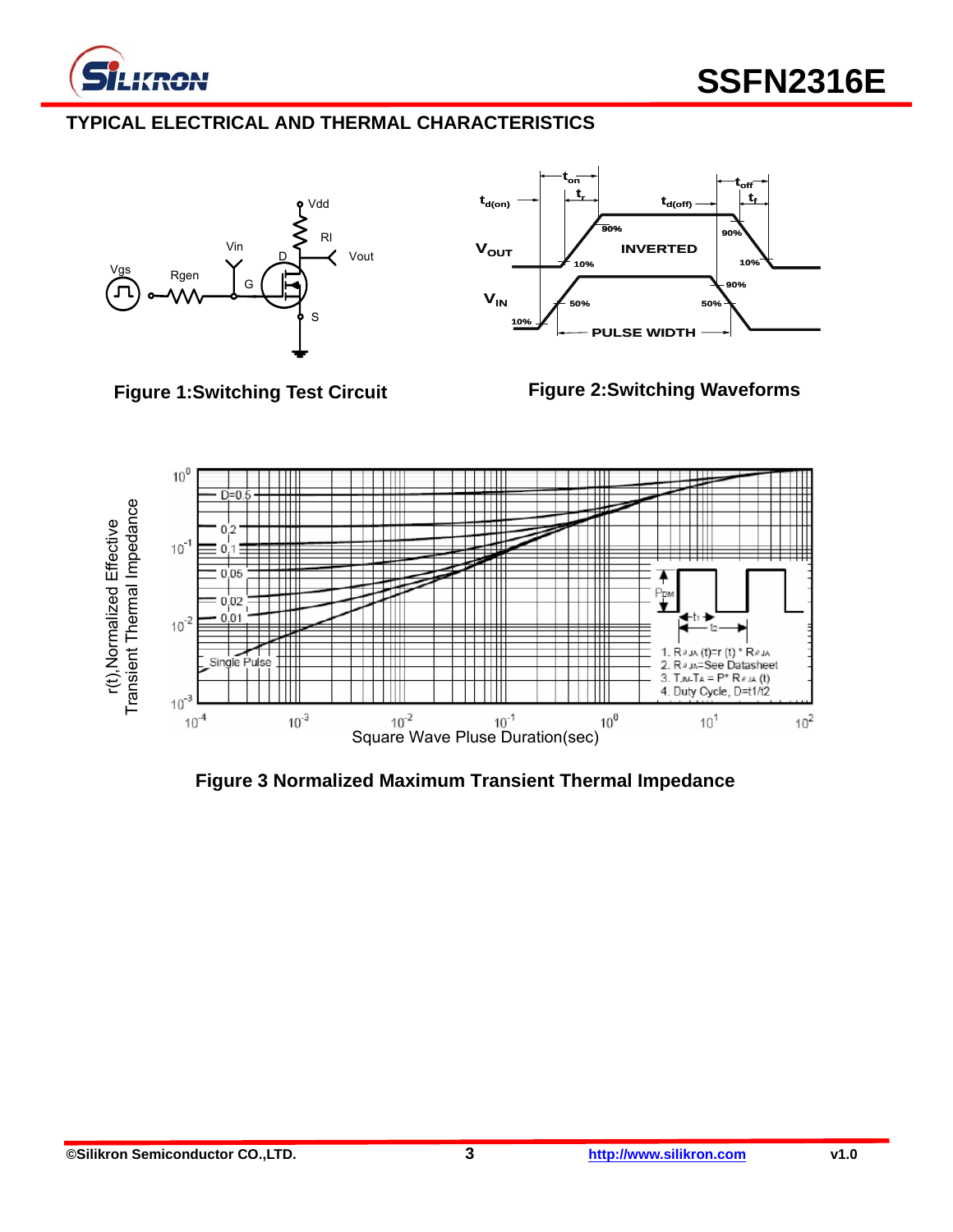## TYPICAL ELECTRICAL AND THERMAL CHARACTERISTICS

**Figure 1:Switching Test Circuit**

**Figure 2:Switching Waveforms**

**Figure 3 Normalized Maximum Transient Thermal Impedance**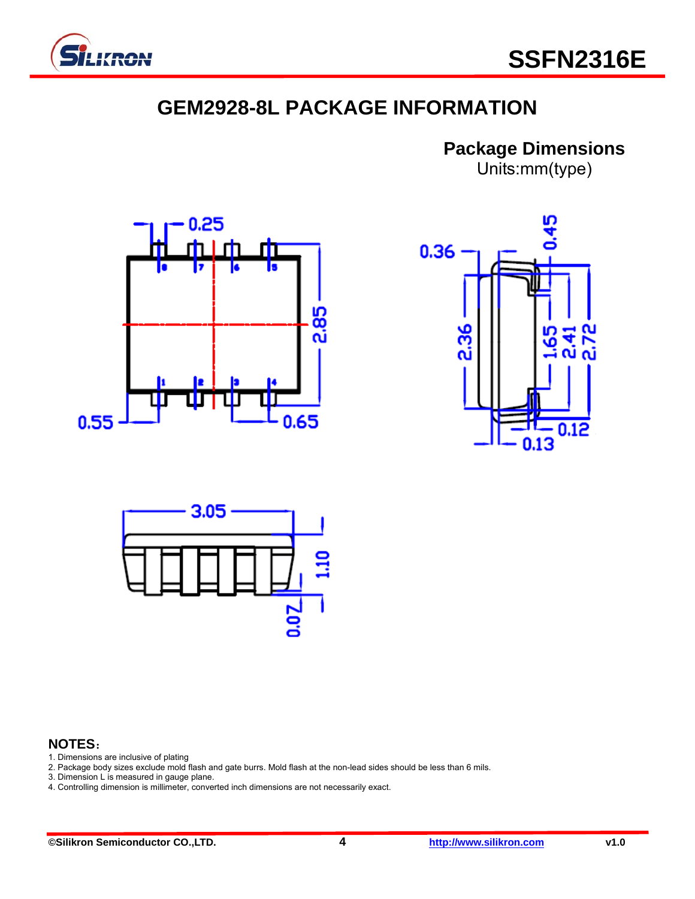# GEM2928-8L PACKAGE INFORMATION

## Package Dimensions

Units:mm(type)

0.25

2.85

0.55

0.65

0.36

0.45

2.36

1.65

2.41

2.72

0.12

0.13

3.05

1.10

0.07

**NOTES：**

1. Dimensions are inclusive of plating
2. Package body sizes exclude mold flash and gate burrs. Mold flash at the non-lead sides should be less than 6 mils.
3. Dimension L is measured in gauge plane.
4. Controlling dimension is millimeter, converted inch dimensions are not necessarily exact.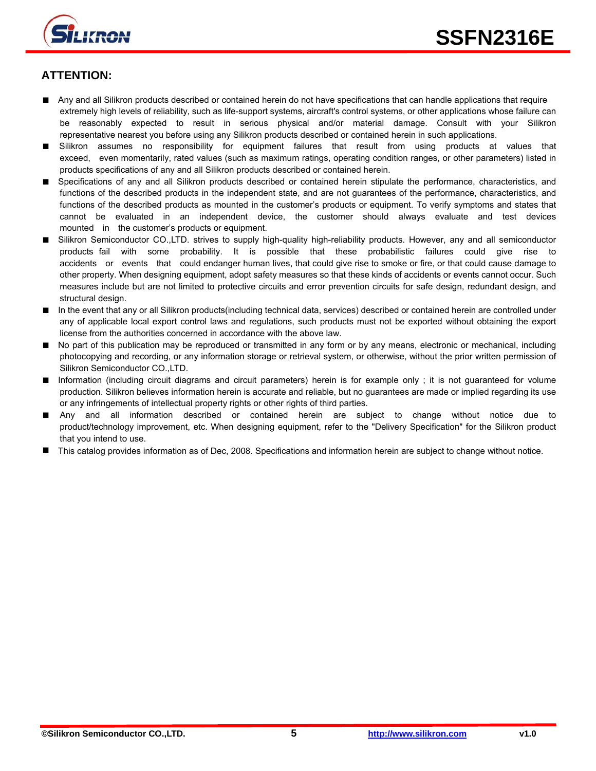## ATTENTION:

- Any and all Silikron products described or contained herein do not have specifications that can handle applications that require extremely high levels of reliability, such as life-support systems, aircraft's control systems, or other applications whose failure can be reasonably expected to result in serious physical and/or material damage. Consult with your Silikron representative nearest you before using any Silikron products described or contained herein in such applications.
- Silikron assumes no responsibility for equipment failures that result from using products at values that exceed, even momentarily, rated values (such as maximum ratings, operating condition ranges, or other parameters) listed in products specifications of any and all Silikron products described or contained herein.
- Specifications of any and all Silikron products described or contained herein stipulate the performance, characteristics, and functions of the described products in the independent state, and are not guarantees of the performance, characteristics, and functions of the described products as mounted in the customer's products or equipment. To verify symptoms and states that cannot be evaluated in an independent device, the customer should always evaluate and test devices mounted in the customer's products or equipment.
- Silikron Semiconductor CO.,LTD. strives to supply high-quality high-reliability products. However, any and all semiconductor products fail with some probability. It is possible that these probabilistic failures could give rise to accidents or events that could endanger human lives, that could give rise to smoke or fire, or that could cause damage to other property. When designing equipment, adopt safety measures so that these kinds of accidents or events cannot occur. Such measures include but are not limited to protective circuits and error prevention circuits for safe design, redundant design, and structural design.
- In the event that any or all Silikron products(including technical data, services) described or contained herein are controlled under any of applicable local export control laws and regulations, such products must not be exported without obtaining the export license from the authorities concerned in accordance with the above law.
- No part of this publication may be reproduced or transmitted in any form or by any means, electronic or mechanical, including photocopying and recording, or any information storage or retrieval system, or otherwise, without the prior written permission of Silikron Semiconductor CO.,LTD.
- Information (including circuit diagrams and circuit parameters) herein is for example only ; it is not guaranteed for volume production. Silikron believes information herein is accurate and reliable, but no guarantees are made or implied regarding its use or any infringements of intellectual property rights or other rights of third parties.
- Any and all information described or contained herein are subject to change without notice due to product/technology improvement, etc. When designing equipment, refer to the "Delivery Specification" for the Silikron product that you intend to use.
- This catalog provides information as of Dec, 2008. Specifications and information herein are subject to change without notice.